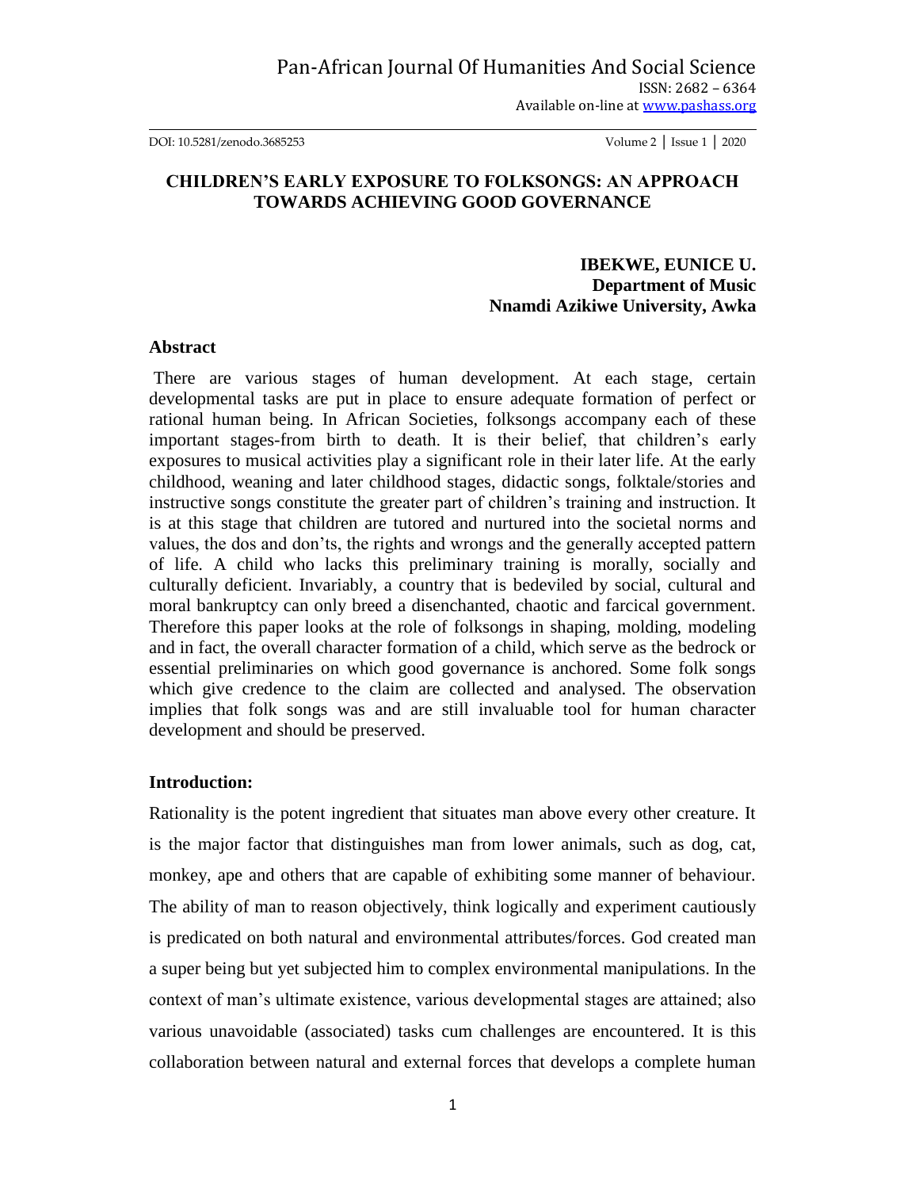# CHILDREN'S EARLY EXPOSURE TO FOLKSONGS: AN APPROACH TOWARDS ACHIEVING GOOD GOVERNANCE

**IBEKWE, EUNICE U.**
**Department of Music**
**Nnamdi Azikiwe University, Awka**

## Abstract

There are various stages of human development. At each stage, certain developmental tasks are put in place to ensure adequate formation of perfect or rational human being. In African Societies, folksongs accompany each of these important stages-from birth to death. It is their belief, that children's early exposures to musical activities play a significant role in their later life. At the early childhood, weaning and later childhood stages, didactic songs, folktale/stories and instructive songs constitute the greater part of children's training and instruction. It is at this stage that children are tutored and nurtured into the societal norms and values, the dos and don'ts, the rights and wrongs and the generally accepted pattern of life. A child who lacks this preliminary training is morally, socially and culturally deficient. Invariably, a country that is bedeviled by social, cultural and moral bankruptcy can only breed a disenchanted, chaotic and farcical government. Therefore this paper looks at the role of folksongs in shaping, molding, modeling and in fact, the overall character formation of a child, which serve as the bedrock or essential preliminaries on which good governance is anchored. Some folk songs which give credence to the claim are collected and analysed. The observation implies that folk songs was and are still invaluable tool for human character development and should be preserved.

## Introduction:

Rationality is the potent ingredient that situates man above every other creature. It is the major factor that distinguishes man from lower animals, such as dog, cat, monkey, ape and others that are capable of exhibiting some manner of behaviour. The ability of man to reason objectively, think logically and experiment cautiously is predicated on both natural and environmental attributes/forces. God created man a super being but yet subjected him to complex environmental manipulations. In the context of man's ultimate existence, various developmental stages are attained; also various unavoidable (associated) tasks cum challenges are encountered. It is this collaboration between natural and external forces that develops a complete human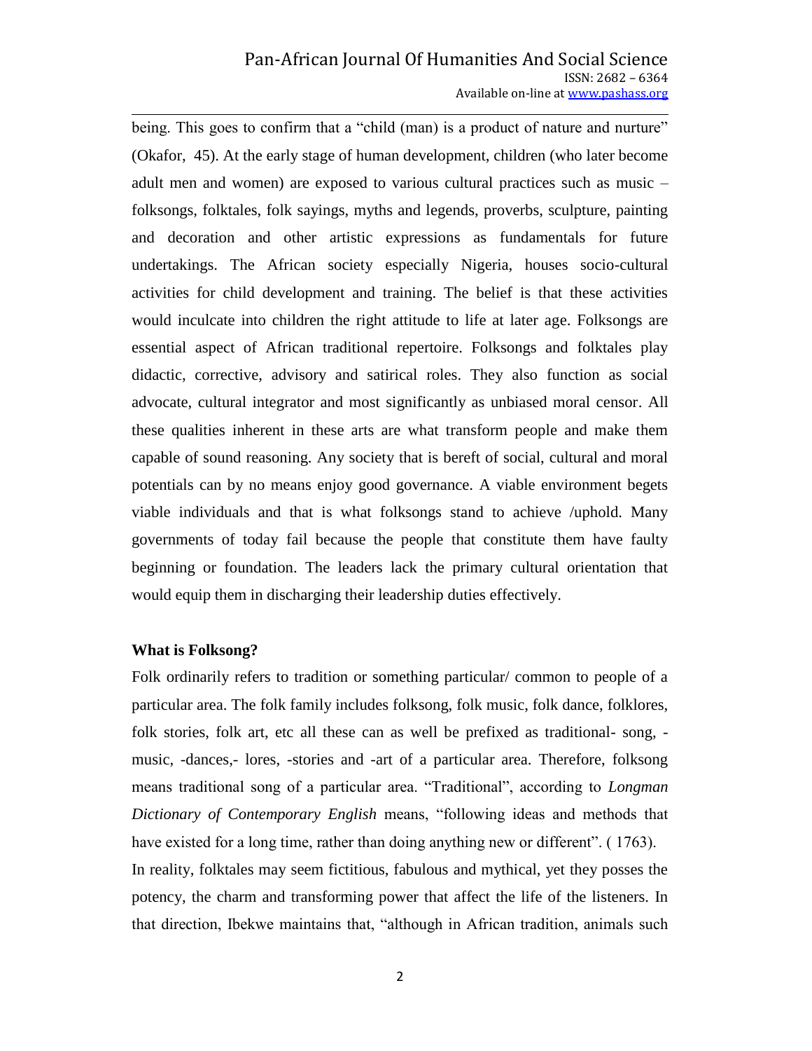being. This goes to confirm that a "child (man) is a product of nature and nurture" (Okafor, 45). At the early stage of human development, children (who later become adult men and women) are exposed to various cultural practices such as music – folksongs, folktales, folk sayings, myths and legends, proverbs, sculpture, painting and decoration and other artistic expressions as fundamentals for future undertakings. The African society especially Nigeria, houses socio-cultural activities for child development and training. The belief is that these activities would inculcate into children the right attitude to life at later age. Folksongs are essential aspect of African traditional repertoire. Folksongs and folktales play didactic, corrective, advisory and satirical roles. They also function as social advocate, cultural integrator and most significantly as unbiased moral censor. All these qualities inherent in these arts are what transform people and make them capable of sound reasoning. Any society that is bereft of social, cultural and moral potentials can by no means enjoy good governance. A viable environment begets viable individuals and that is what folksongs stand to achieve /uphold. Many governments of today fail because the people that constitute them have faulty beginning or foundation. The leaders lack the primary cultural orientation that would equip them in discharging their leadership duties effectively.

**What is Folksong?**

Folk ordinarily refers to tradition or something particular/ common to people of a particular area. The folk family includes folksong, folk music, folk dance, folklores, folk stories, folk art, etc all these can as well be prefixed as traditional- song, -music, -dances,- lores, -stories and -art of a particular area. Therefore, folksong means traditional song of a particular area. "Traditional", according to *Longman Dictionary of Contemporary English* means, "following ideas and methods that have existed for a long time, rather than doing anything new or different". ( 1763).

In reality, folktales may seem fictitious, fabulous and mythical, yet they posses the potency, the charm and transforming power that affect the life of the listeners. In that direction, Ibekwe maintains that, "although in African tradition, animals such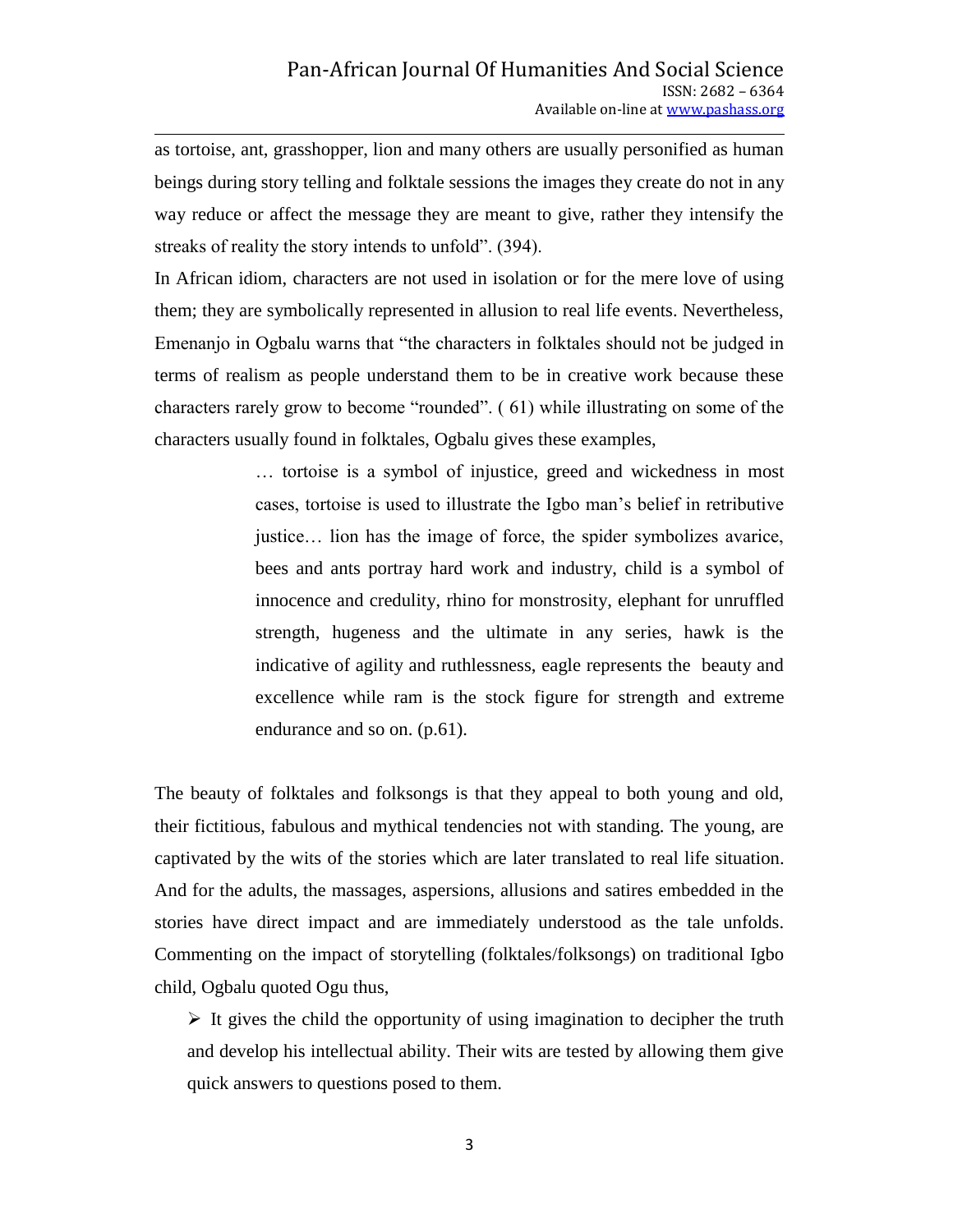as tortoise, ant, grasshopper, lion and many others are usually personified as human beings during story telling and folktale sessions the images they create do not in any way reduce or affect the message they are meant to give, rather they intensify the streaks of reality the story intends to unfold". (394).

In African idiom, characters are not used in isolation or for the mere love of using them; they are symbolically represented in allusion to real life events. Nevertheless, Emenanjo in Ogbalu warns that "the characters in folktales should not be judged in terms of realism as people understand them to be in creative work because these characters rarely grow to become "rounded". ( 61) while illustrating on some of the characters usually found in folktales, Ogbalu gives these examples,

> … tortoise is a symbol of injustice, greed and wickedness in most cases, tortoise is used to illustrate the Igbo man's belief in retributive justice… lion has the image of force, the spider symbolizes avarice, bees and ants portray hard work and industry, child is a symbol of innocence and credulity, rhino for monstrosity, elephant for unruffled strength, hugeness and the ultimate in any series, hawk is the indicative of agility and ruthlessness, eagle represents the beauty and excellence while ram is the stock figure for strength and extreme endurance and so on. (p.61).

The beauty of folktales and folksongs is that they appeal to both young and old, their fictitious, fabulous and mythical tendencies not with standing. The young, are captivated by the wits of the stories which are later translated to real life situation. And for the adults, the massages, aspersions, allusions and satires embedded in the stories have direct impact and are immediately understood as the tale unfolds. Commenting on the impact of storytelling (folktales/folksongs) on traditional Igbo child, Ogbalu quoted Ogu thus,

- It gives the child the opportunity of using imagination to decipher the truth and develop his intellectual ability. Their wits are tested by allowing them give quick answers to questions posed to them.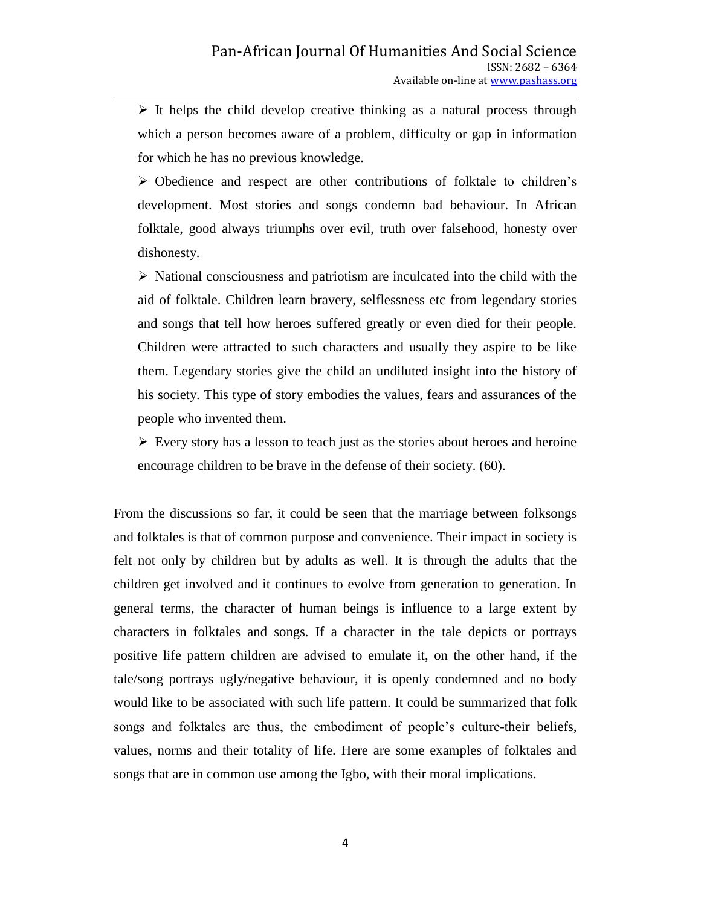- It helps the child develop creative thinking as a natural process through which a person becomes aware of a problem, difficulty or gap in information for which he has no previous knowledge.
- Obedience and respect are other contributions of folktale to children's development. Most stories and songs condemn bad behaviour. In African folktale, good always triumphs over evil, truth over falsehood, honesty over dishonesty.
- National consciousness and patriotism are inculcated into the child with the aid of folktale. Children learn bravery, selflessness etc from legendary stories and songs that tell how heroes suffered greatly or even died for their people. Children were attracted to such characters and usually they aspire to be like them. Legendary stories give the child an undiluted insight into the history of his society. This type of story embodies the values, fears and assurances of the people who invented them.
- Every story has a lesson to teach just as the stories about heroes and heroine encourage children to be brave in the defense of their society. (60).

From the discussions so far, it could be seen that the marriage between folksongs and folktales is that of common purpose and convenience. Their impact in society is felt not only by children but by adults as well. It is through the adults that the children get involved and it continues to evolve from generation to generation. In general terms, the character of human beings is influence to a large extent by characters in folktales and songs. If a character in the tale depicts or portrays positive life pattern children are advised to emulate it, on the other hand, if the tale/song portrays ugly/negative behaviour, it is openly condemned and no body would like to be associated with such life pattern. It could be summarized that folk songs and folktales are thus, the embodiment of people's culture-their beliefs, values, norms and their totality of life. Here are some examples of folktales and songs that are in common use among the Igbo, with their moral implications.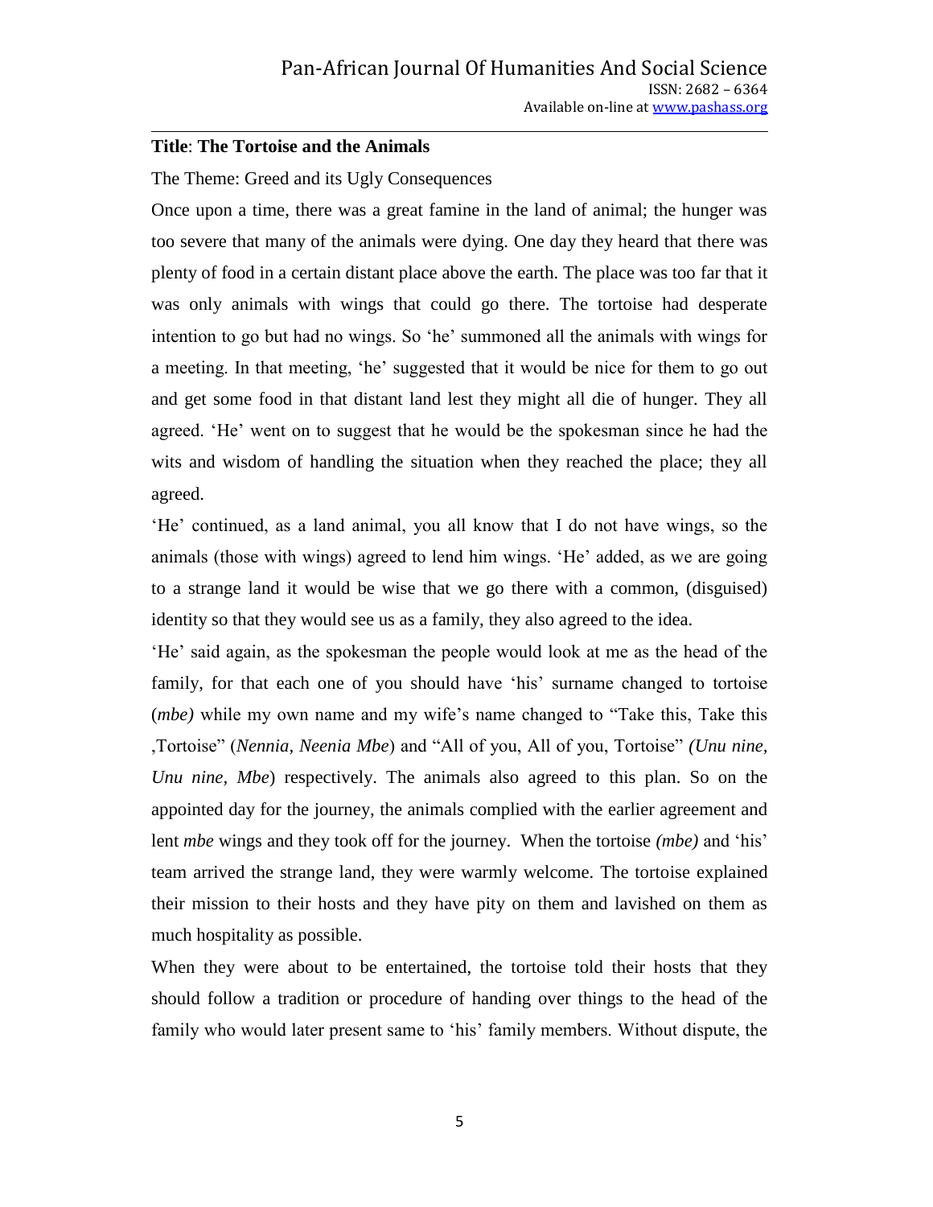**Title**: **The Tortoise and the Animals**

The Theme: Greed and its Ugly Consequences

Once upon a time, there was a great famine in the land of animal; the hunger was too severe that many of the animals were dying. One day they heard that there was plenty of food in a certain distant place above the earth. The place was too far that it was only animals with wings that could go there. The tortoise had desperate intention to go but had no wings. So 'he' summoned all the animals with wings for a meeting. In that meeting, 'he' suggested that it would be nice for them to go out and get some food in that distant land lest they might all die of hunger. They all agreed. 'He' went on to suggest that he would be the spokesman since he had the wits and wisdom of handling the situation when they reached the place; they all agreed.

'He' continued, as a land animal, you all know that I do not have wings, so the animals (those with wings) agreed to lend him wings. 'He' added, as we are going to a strange land it would be wise that we go there with a common, (disguised) identity so that they would see us as a family, they also agreed to the idea.

'He' said again, as the spokesman the people would look at me as the head of the family, for that each one of you should have 'his' surname changed to tortoise (*mbe)* while my own name and my wife's name changed to "Take this, Take this ,Tortoise" (*Nennia, Neenia Mbe*) and "All of you, All of you, Tortoise" *(Unu nine, Unu nine, Mbe*) respectively. The animals also agreed to this plan. So on the appointed day for the journey, the animals complied with the earlier agreement and lent *mbe* wings and they took off for the journey. When the tortoise *(mbe)* and 'his' team arrived the strange land, they were warmly welcome. The tortoise explained their mission to their hosts and they have pity on them and lavished on them as much hospitality as possible.

When they were about to be entertained, the tortoise told their hosts that they should follow a tradition or procedure of handing over things to the head of the family who would later present same to 'his' family members. Without dispute, the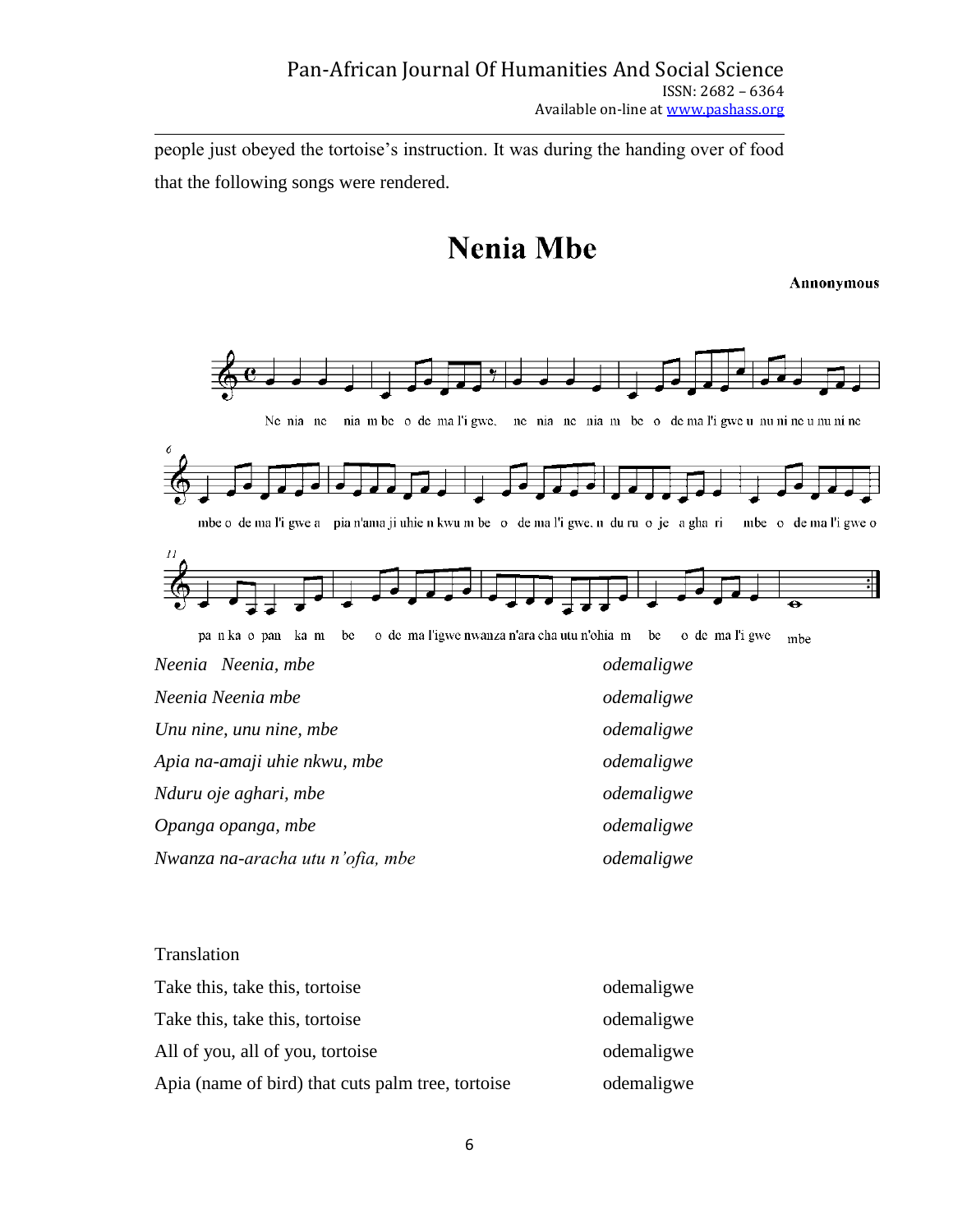people just obeyed the tortoise's instruction. It was during the handing over of food that the following songs were rendered.

## Nenia Mbe

**Annonymous**

Ne nia ne nia m be o de ma l'i gwe. ne nia ne nia m be o de ma l'i gwe u nu ni ne u nu ni ne

mbe o de ma l'i gwe a pia n'ama ji uhie n kwu m be o de ma l'i gwe. n du ru o je a gha ri mbe o de ma l'i gwe o

pa n ka o pan ka m be o de ma l'igwe nwanza n'ara cha utu n'ohia m be o de ma l'i gwe mbe

| | |
|---|---|
| *Neenia Neenia, mbe* | *odemaligwe* |
| *Neenia Neenia mbe* | *odemaligwe* |
| *Unu nine, unu nine, mbe* | *odemaligwe* |
| *Apia na-amaji uhie nkwu, mbe* | *odemaligwe* |
| *Nduru oje aghari, mbe* | *odemaligwe* |
| *Opanga opanga, mbe* | *odemaligwe* |
| *Nwanza na-aracha utu n'ofia, mbe* | *odemaligwe* |

Translation

| | |
|---|---|
| Take this, take this, tortoise | odemaligwe |
| Take this, take this, tortoise | odemaligwe |
| All of you, all of you, tortoise | odemaligwe |
| Apia (name of bird) that cuts palm tree, tortoise | odemaligwe |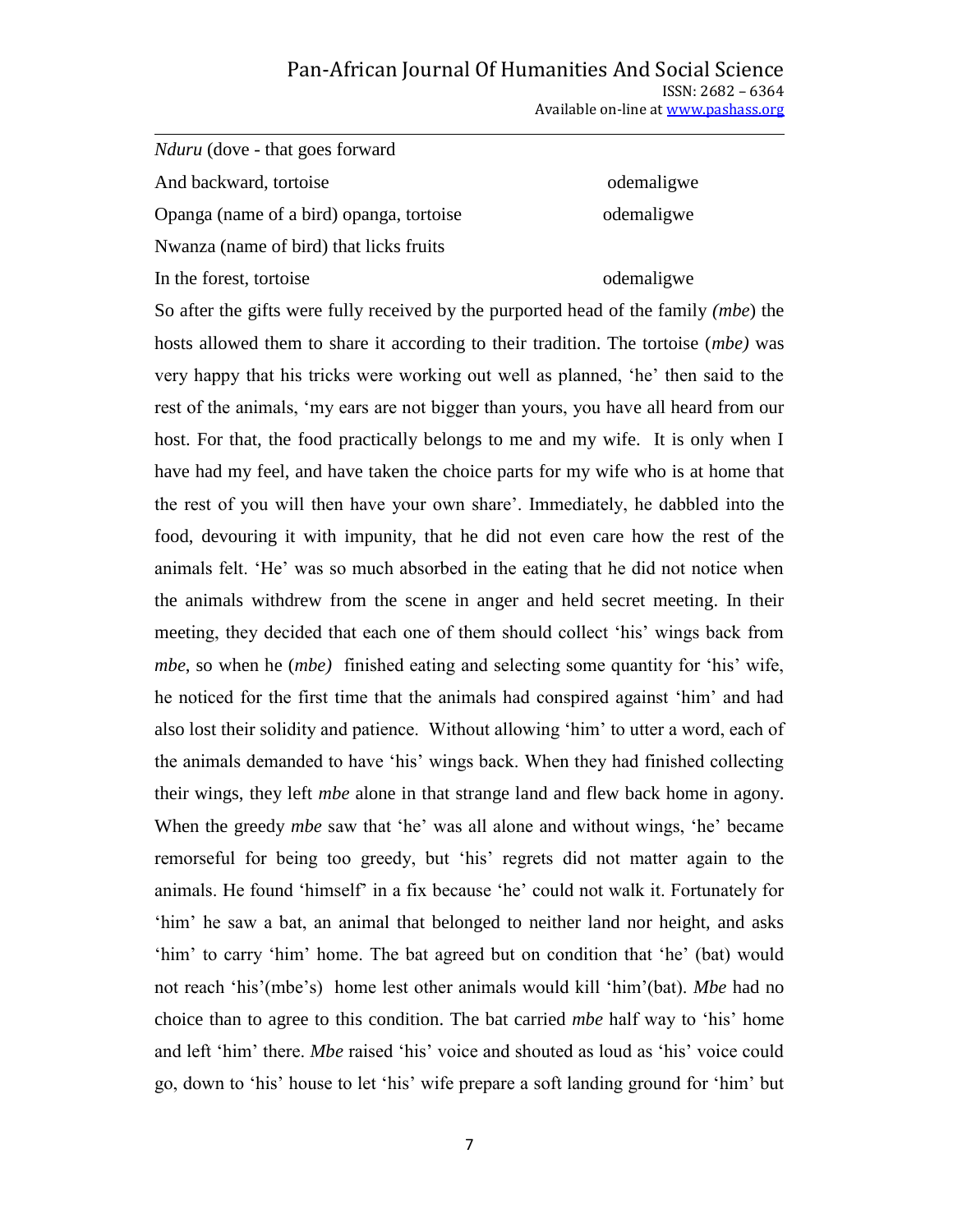*Nduru* (dove - that goes forward

And backward, tortoise odemaligwe

Opanga (name of a bird) opanga, tortoise odemaligwe

Nwanza (name of bird) that licks fruits

In the forest, tortoise odemaligwe

So after the gifts were fully received by the purported head of the family *(mbe*) the hosts allowed them to share it according to their tradition. The tortoise (*mbe)* was very happy that his tricks were working out well as planned, 'he' then said to the rest of the animals, 'my ears are not bigger than yours, you have all heard from our host. For that, the food practically belongs to me and my wife. It is only when I have had my feel, and have taken the choice parts for my wife who is at home that the rest of you will then have your own share'. Immediately, he dabbled into the food, devouring it with impunity, that he did not even care how the rest of the animals felt. 'He' was so much absorbed in the eating that he did not notice when the animals withdrew from the scene in anger and held secret meeting. In their meeting, they decided that each one of them should collect 'his' wings back from *mbe*, so when he (*mbe)* finished eating and selecting some quantity for 'his' wife, he noticed for the first time that the animals had conspired against 'him' and had also lost their solidity and patience. Without allowing 'him' to utter a word, each of the animals demanded to have 'his' wings back. When they had finished collecting their wings, they left *mbe* alone in that strange land and flew back home in agony. When the greedy *mbe* saw that 'he' was all alone and without wings, 'he' became remorseful for being too greedy, but 'his' regrets did not matter again to the animals. He found 'himself' in a fix because 'he' could not walk it. Fortunately for 'him' he saw a bat, an animal that belonged to neither land nor height, and asks 'him' to carry 'him' home. The bat agreed but on condition that 'he' (bat) would not reach 'his'(mbe's) home lest other animals would kill 'him'(bat). *Mbe* had no choice than to agree to this condition. The bat carried *mbe* half way to 'his' home and left 'him' there. *Mbe* raised 'his' voice and shouted as loud as 'his' voice could go, down to 'his' house to let 'his' wife prepare a soft landing ground for 'him' but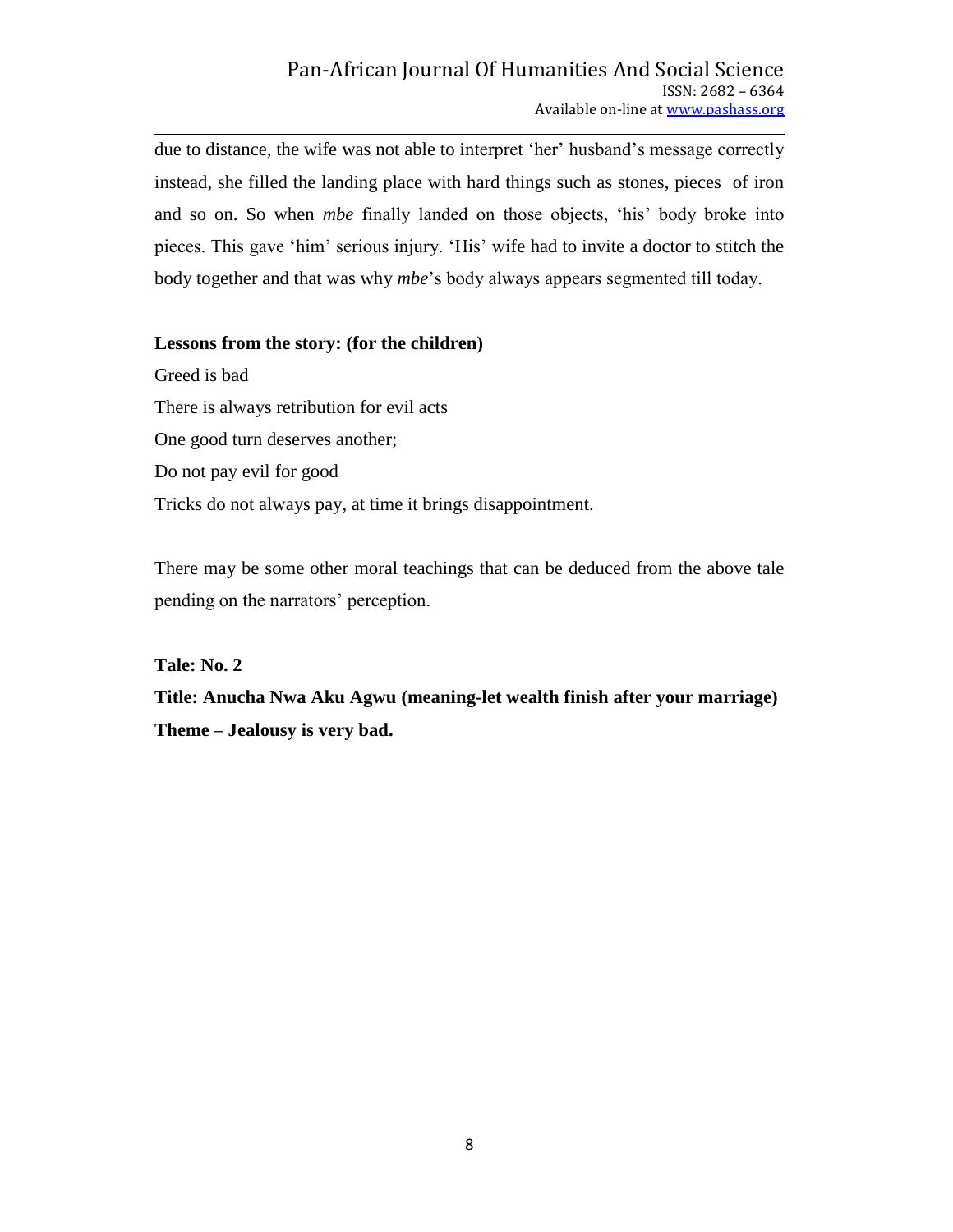due to distance, the wife was not able to interpret 'her' husband's message correctly instead, she filled the landing place with hard things such as stones, pieces of iron and so on. So when *mbe* finally landed on those objects, 'his' body broke into pieces. This gave 'him' serious injury. 'His' wife had to invite a doctor to stitch the body together and that was why *mbe*'s body always appears segmented till today.

**Lessons from the story: (for the children)**

Greed is bad

There is always retribution for evil acts

One good turn deserves another;

Do not pay evil for good

Tricks do not always pay, at time it brings disappointment.

There may be some other moral teachings that can be deduced from the above tale pending on the narrators' perception.

**Tale: No. 2**

**Title: Anucha Nwa Aku Agwu (meaning-let wealth finish after your marriage)**

**Theme – Jealousy is very bad.**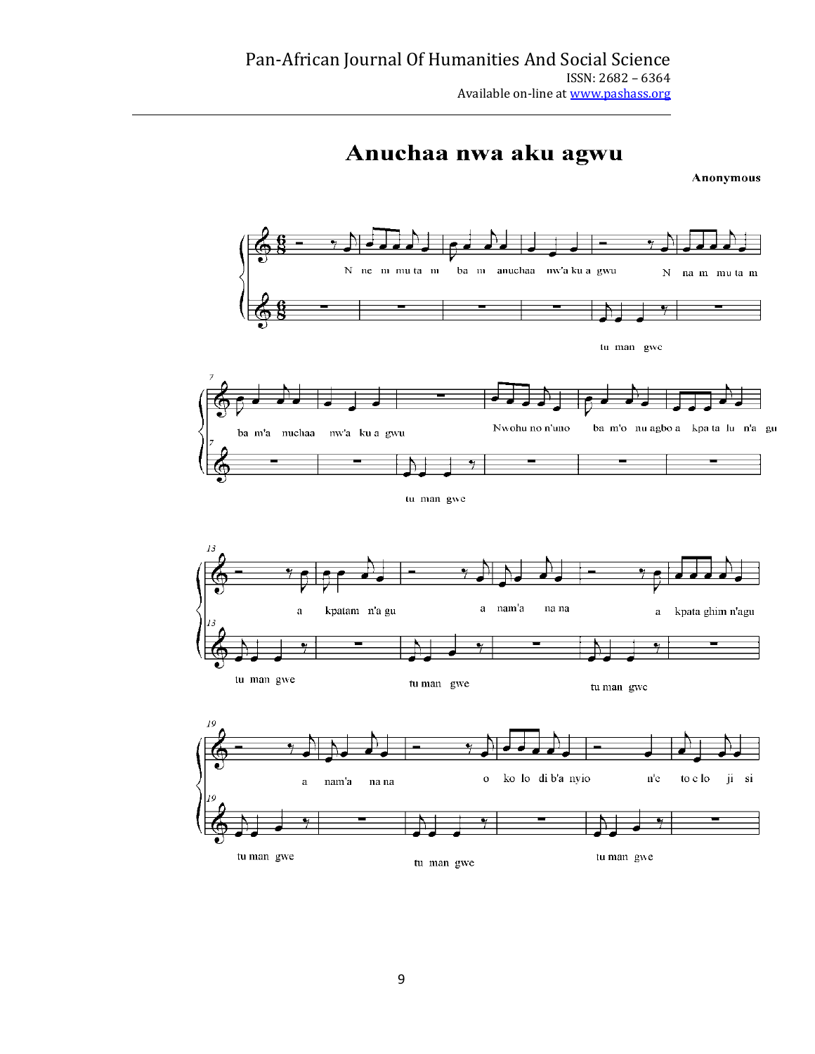# Anuchaa nwa aku agwu

**Anonymous**

N ne m mu ta m ba m anuchaa nw'a ku a gwu N na m mu ta m

tu man gwe

ba m'a nuchaa nw'a ku a gwu Nwohu no n'uno ba m'o nu agbo a kpa ta lu n'a gu

tu man gwe

a kpatam n'a gu a nam'a na na a kpata ghim n'agu

tu man gwe tu man gwe tu man gwe

a nam'a na na o ko lo di b'a nyio n'e to e lo ji si

tu man gwe tu man gwe tu man gwe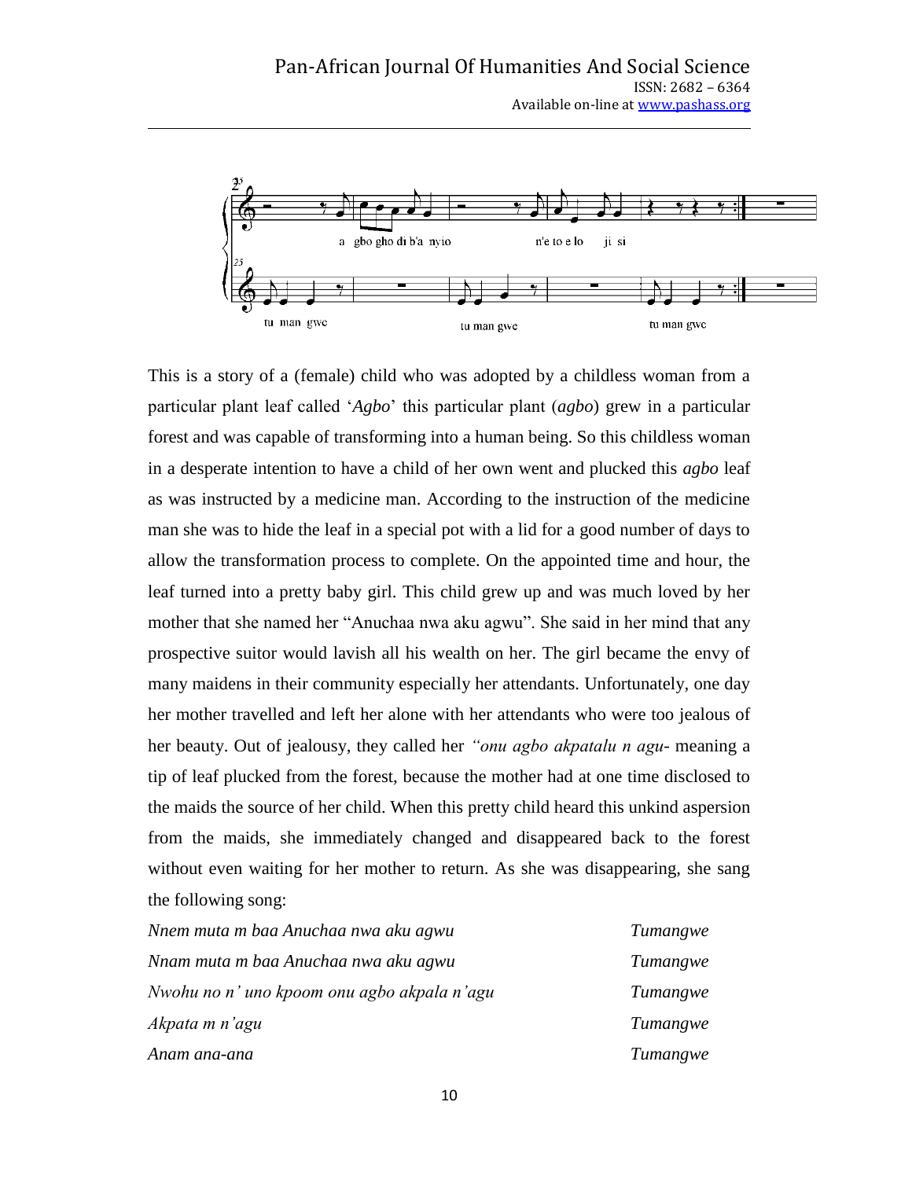This is a story of a (female) child who was adopted by a childless woman from a particular plant leaf called '*Agbo*' this particular plant (*agbo*) grew in a particular forest and was capable of transforming into a human being. So this childless woman in a desperate intention to have a child of her own went and plucked this *agbo* leaf as was instructed by a medicine man. According to the instruction of the medicine man she was to hide the leaf in a special pot with a lid for a good number of days to allow the transformation process to complete. On the appointed time and hour, the leaf turned into a pretty baby girl. This child grew up and was much loved by her mother that she named her "Anuchaa nwa aku agwu". She said in her mind that any prospective suitor would lavish all his wealth on her. The girl became the envy of many maidens in their community especially her attendants. Unfortunately, one day her mother travelled and left her alone with her attendants who were too jealous of her beauty. Out of jealousy, they called her *"onu agbo akpatalu n agu*- meaning a tip of leaf plucked from the forest, because the mother had at one time disclosed to the maids the source of her child. When this pretty child heard this unkind aspersion from the maids, she immediately changed and disappeared back to the forest without even waiting for her mother to return. As she was disappearing, she sang the following song:

| | |
|---|---|
| *Nnem muta m baa Anuchaa nwa aku agwu* | *Tumangwe* |
| *Nnam muta m baa Anuchaa nwa aku agwu* | *Tumangwe* |
| *Nwohu no n' uno kpoom onu agbo akpala n'agu* | *Tumangwe* |
| *Akpata m n'agu* | *Tumangwe* |
| *Anam ana-ana* | *Tumangwe* |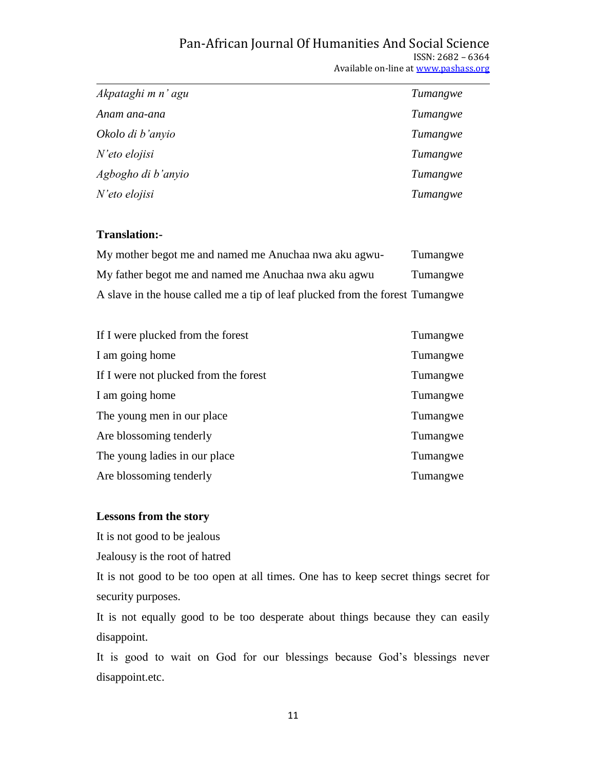| | |
|---|---|
| *Akpataghi m n' agu* | *Tumangwe* |
| *Anam ana-ana* | *Tumangwe* |
| *Okolo di b'anyio* | *Tumangwe* |
| *N'eto elojisi* | *Tumangwe* |
| *Agbogho di b'anyio* | *Tumangwe* |
| *N'eto elojisi* | *Tumangwe* |

**Translation:-**

| | |
|---|---|
| My mother begot me and named me Anuchaa nwa aku agwu- | Tumangwe |
| My father begot me and named me Anuchaa nwa aku agwu | Tumangwe |
| A slave in the house called me a tip of leaf plucked from the forest | Tumangwe |

| | |
|---|---|
| If I were plucked from the forest | Tumangwe |
| I am going home | Tumangwe |
| If I were not plucked from the forest | Tumangwe |
| I am going home | Tumangwe |
| The young men in our place | Tumangwe |
| Are blossoming tenderly | Tumangwe |
| The young ladies in our place | Tumangwe |
| Are blossoming tenderly | Tumangwe |

**Lessons from the story**

It is not good to be jealous

Jealousy is the root of hatred

It is not good to be too open at all times. One has to keep secret things secret for security purposes.

It is not equally good to be too desperate about things because they can easily disappoint.

It is good to wait on God for our blessings because God's blessings never disappoint.etc.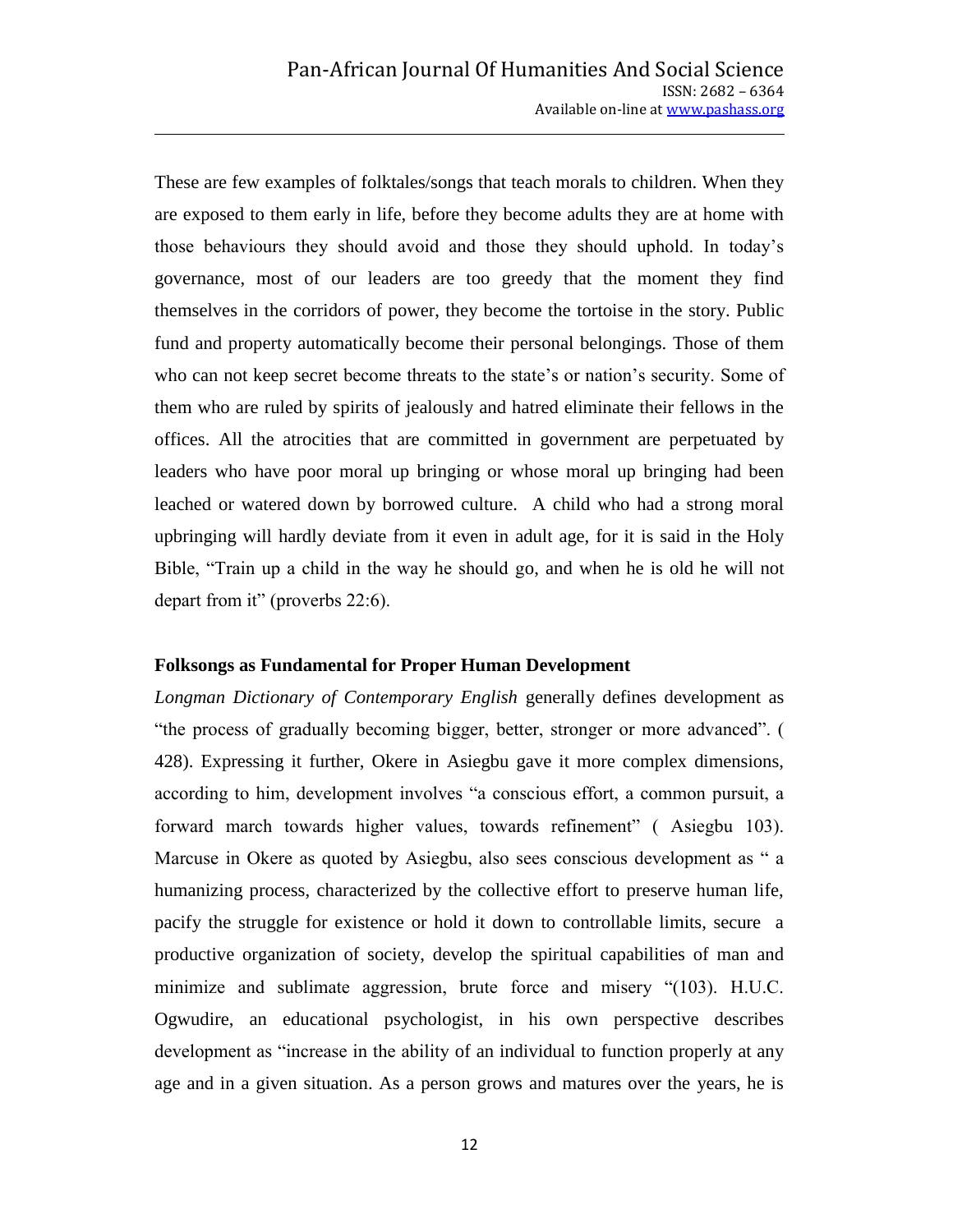These are few examples of folktales/songs that teach morals to children. When they are exposed to them early in life, before they become adults they are at home with those behaviours they should avoid and those they should uphold. In today's governance, most of our leaders are too greedy that the moment they find themselves in the corridors of power, they become the tortoise in the story. Public fund and property automatically become their personal belongings. Those of them who can not keep secret become threats to the state's or nation's security. Some of them who are ruled by spirits of jealously and hatred eliminate their fellows in the offices. All the atrocities that are committed in government are perpetuated by leaders who have poor moral up bringing or whose moral up bringing had been leached or watered down by borrowed culture. A child who had a strong moral upbringing will hardly deviate from it even in adult age, for it is said in the Holy Bible, "Train up a child in the way he should go, and when he is old he will not depart from it" (proverbs 22:6).

**Folksongs as Fundamental for Proper Human Development**

*Longman Dictionary of Contemporary English* generally defines development as "the process of gradually becoming bigger, better, stronger or more advanced". ( 428). Expressing it further, Okere in Asiegbu gave it more complex dimensions, according to him, development involves "a conscious effort, a common pursuit, a forward march towards higher values, towards refinement" ( Asiegbu 103). Marcuse in Okere as quoted by Asiegbu, also sees conscious development as " a humanizing process, characterized by the collective effort to preserve human life, pacify the struggle for existence or hold it down to controllable limits, secure a productive organization of society, develop the spiritual capabilities of man and minimize and sublimate aggression, brute force and misery "(103). H.U.C. Ogwudire, an educational psychologist, in his own perspective describes development as "increase in the ability of an individual to function properly at any age and in a given situation. As a person grows and matures over the years, he is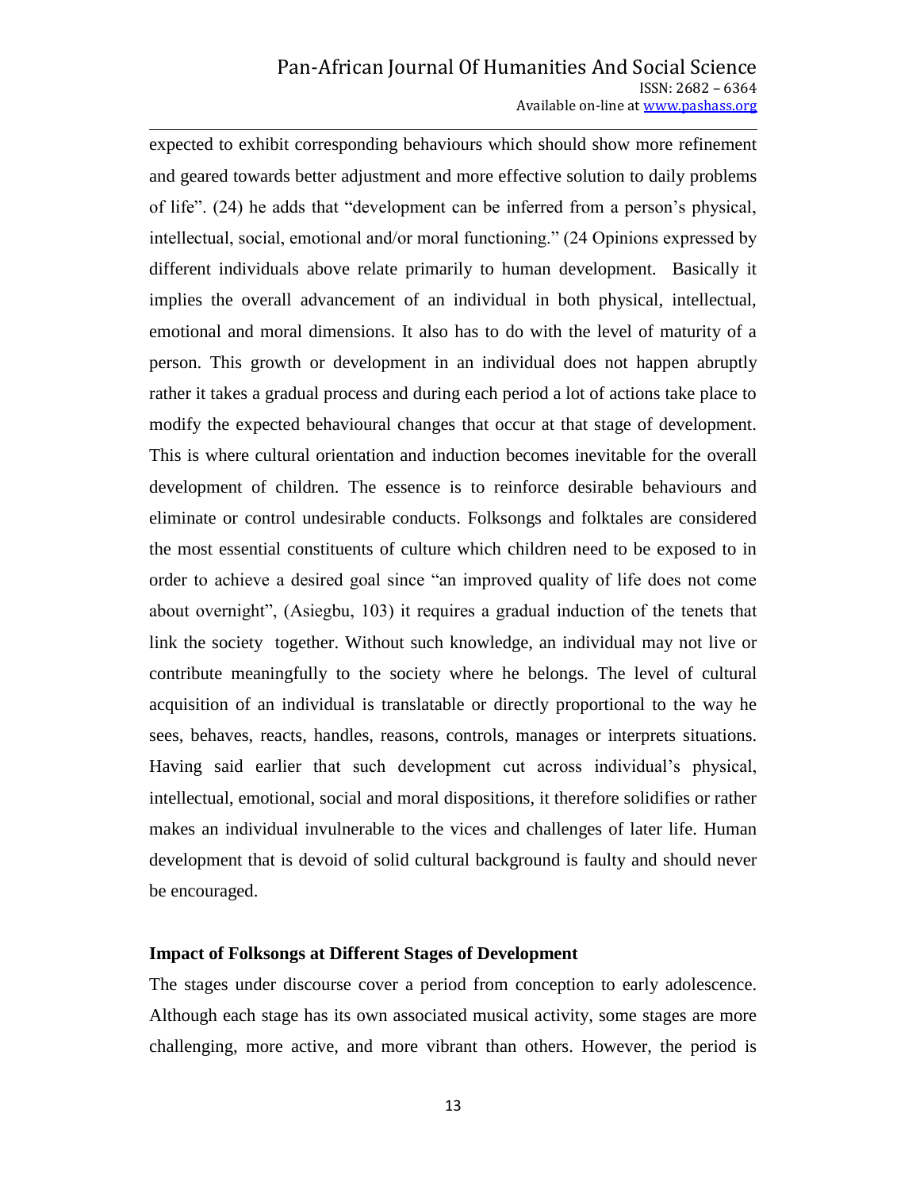expected to exhibit corresponding behaviours which should show more refinement and geared towards better adjustment and more effective solution to daily problems of life". (24) he adds that "development can be inferred from a person's physical, intellectual, social, emotional and/or moral functioning." (24 Opinions expressed by different individuals above relate primarily to human development. Basically it implies the overall advancement of an individual in both physical, intellectual, emotional and moral dimensions. It also has to do with the level of maturity of a person. This growth or development in an individual does not happen abruptly rather it takes a gradual process and during each period a lot of actions take place to modify the expected behavioural changes that occur at that stage of development. This is where cultural orientation and induction becomes inevitable for the overall development of children. The essence is to reinforce desirable behaviours and eliminate or control undesirable conducts. Folksongs and folktales are considered the most essential constituents of culture which children need to be exposed to in order to achieve a desired goal since "an improved quality of life does not come about overnight", (Asiegbu, 103) it requires a gradual induction of the tenets that link the society together. Without such knowledge, an individual may not live or contribute meaningfully to the society where he belongs. The level of cultural acquisition of an individual is translatable or directly proportional to the way he sees, behaves, reacts, handles, reasons, controls, manages or interprets situations. Having said earlier that such development cut across individual's physical, intellectual, emotional, social and moral dispositions, it therefore solidifies or rather makes an individual invulnerable to the vices and challenges of later life. Human development that is devoid of solid cultural background is faulty and should never be encouraged.

**Impact of Folksongs at Different Stages of Development**

The stages under discourse cover a period from conception to early adolescence. Although each stage has its own associated musical activity, some stages are more challenging, more active, and more vibrant than others. However, the period is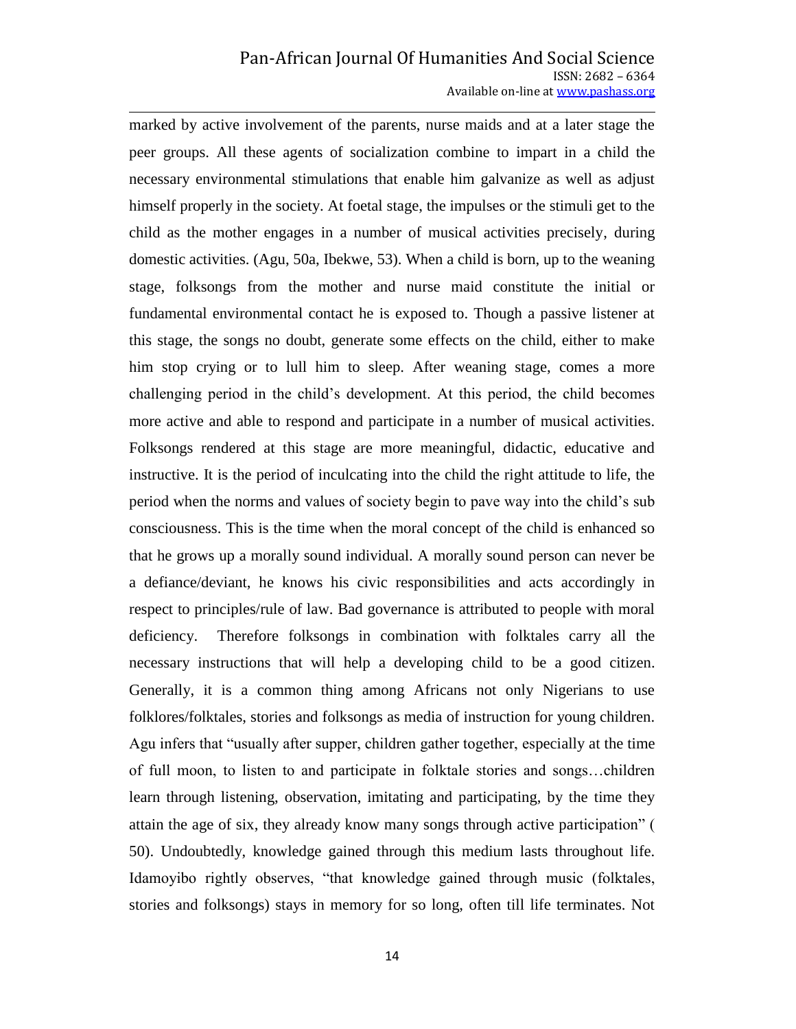marked by active involvement of the parents, nurse maids and at a later stage the peer groups. All these agents of socialization combine to impart in a child the necessary environmental stimulations that enable him galvanize as well as adjust himself properly in the society. At foetal stage, the impulses or the stimuli get to the child as the mother engages in a number of musical activities precisely, during domestic activities. (Agu, 50a, Ibekwe, 53). When a child is born, up to the weaning stage, folksongs from the mother and nurse maid constitute the initial or fundamental environmental contact he is exposed to. Though a passive listener at this stage, the songs no doubt, generate some effects on the child, either to make him stop crying or to lull him to sleep. After weaning stage, comes a more challenging period in the child's development. At this period, the child becomes more active and able to respond and participate in a number of musical activities. Folksongs rendered at this stage are more meaningful, didactic, educative and instructive. It is the period of inculcating into the child the right attitude to life, the period when the norms and values of society begin to pave way into the child's sub consciousness. This is the time when the moral concept of the child is enhanced so that he grows up a morally sound individual. A morally sound person can never be a defiance/deviant, he knows his civic responsibilities and acts accordingly in respect to principles/rule of law. Bad governance is attributed to people with moral deficiency. Therefore folksongs in combination with folktales carry all the necessary instructions that will help a developing child to be a good citizen. Generally, it is a common thing among Africans not only Nigerians to use folklores/folktales, stories and folksongs as media of instruction for young children. Agu infers that "usually after supper, children gather together, especially at the time of full moon, to listen to and participate in folktale stories and songs…children learn through listening, observation, imitating and participating, by the time they attain the age of six, they already know many songs through active participation" ( 50). Undoubtedly, knowledge gained through this medium lasts throughout life. Idamoyibo rightly observes, "that knowledge gained through music (folktales, stories and folksongs) stays in memory for so long, often till life terminates. Not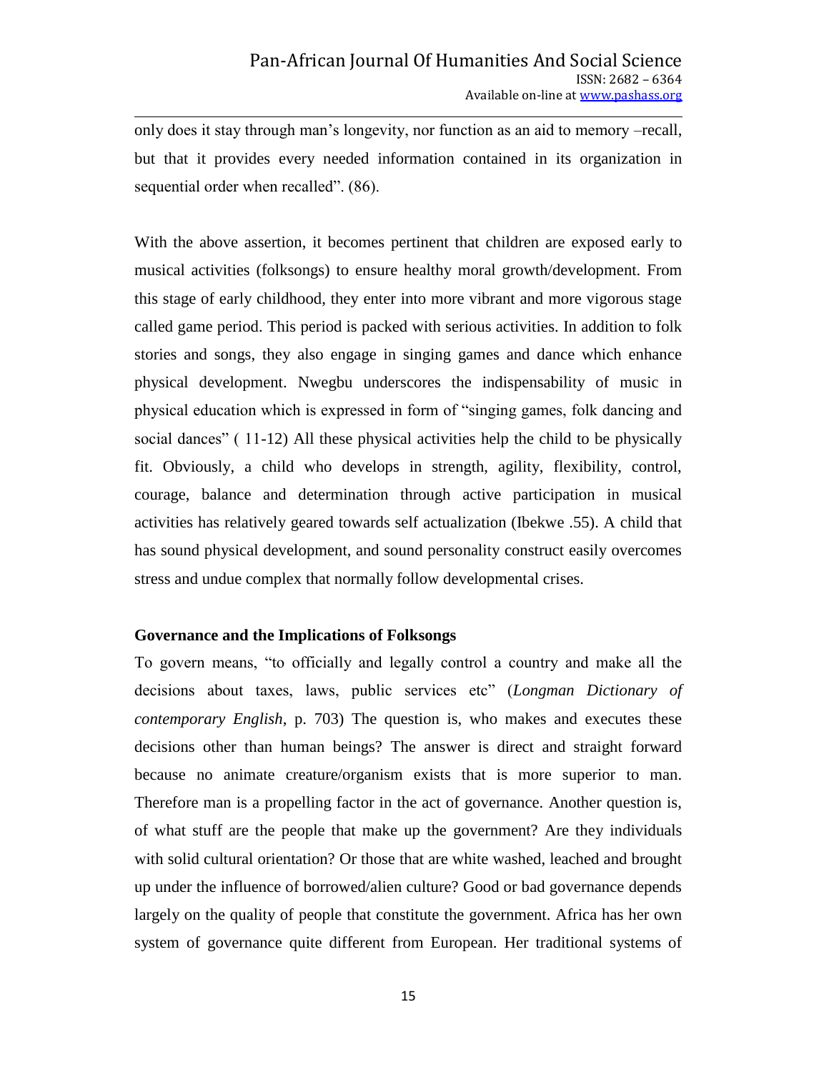only does it stay through man's longevity, nor function as an aid to memory –recall, but that it provides every needed information contained in its organization in sequential order when recalled". (86).

With the above assertion, it becomes pertinent that children are exposed early to musical activities (folksongs) to ensure healthy moral growth/development. From this stage of early childhood, they enter into more vibrant and more vigorous stage called game period. This period is packed with serious activities. In addition to folk stories and songs, they also engage in singing games and dance which enhance physical development. Nwegbu underscores the indispensability of music in physical education which is expressed in form of "singing games, folk dancing and social dances" ( 11-12) All these physical activities help the child to be physically fit. Obviously, a child who develops in strength, agility, flexibility, control, courage, balance and determination through active participation in musical activities has relatively geared towards self actualization (Ibekwe .55). A child that has sound physical development, and sound personality construct easily overcomes stress and undue complex that normally follow developmental crises.

**Governance and the Implications of Folksongs**

To govern means, "to officially and legally control a country and make all the decisions about taxes, laws, public services etc" (*Longman Dictionary of contemporary English*, p. 703) The question is, who makes and executes these decisions other than human beings? The answer is direct and straight forward because no animate creature/organism exists that is more superior to man. Therefore man is a propelling factor in the act of governance. Another question is, of what stuff are the people that make up the government? Are they individuals with solid cultural orientation? Or those that are white washed, leached and brought up under the influence of borrowed/alien culture? Good or bad governance depends largely on the quality of people that constitute the government. Africa has her own system of governance quite different from European. Her traditional systems of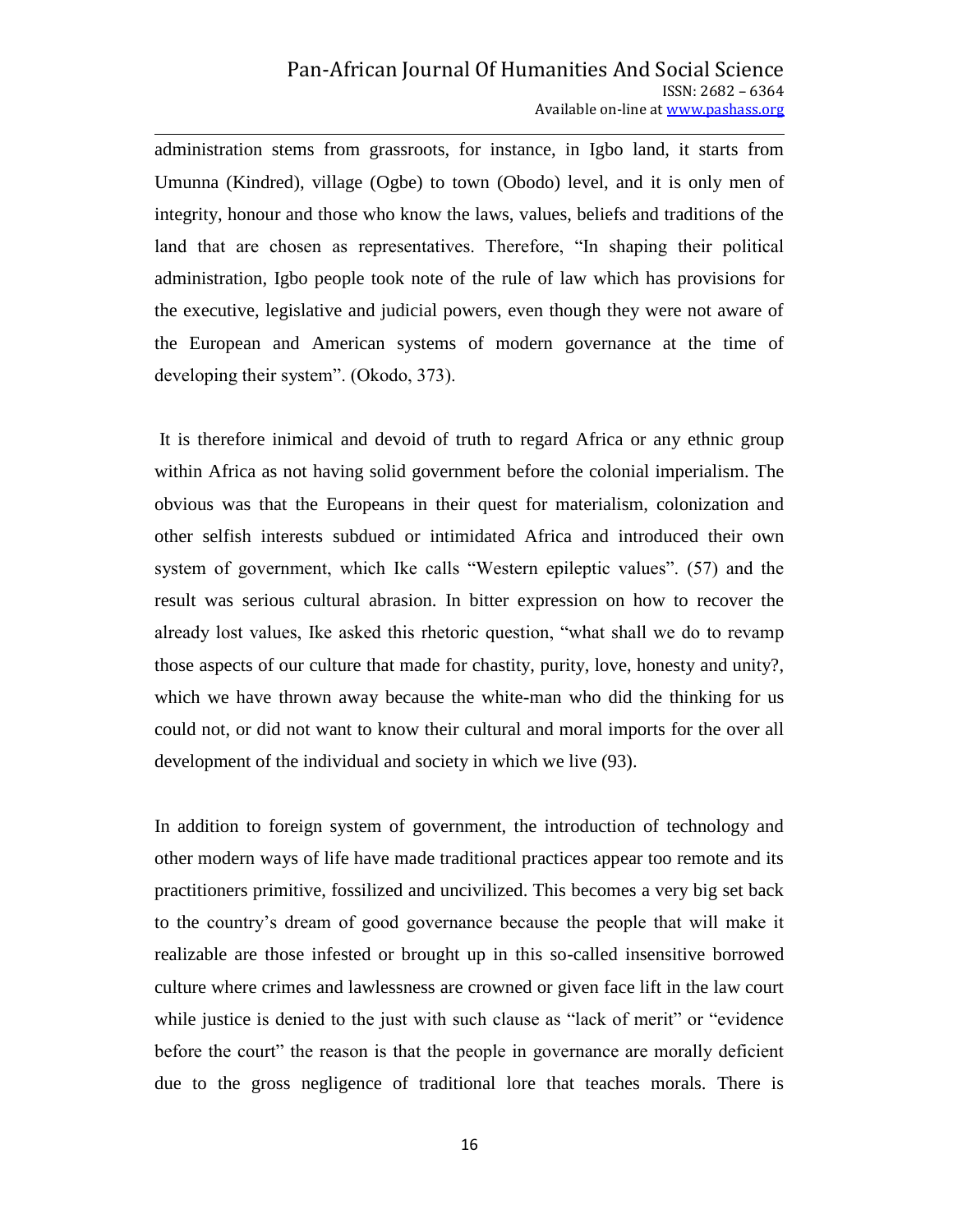administration stems from grassroots, for instance, in Igbo land, it starts from Umunna (Kindred), village (Ogbe) to town (Obodo) level, and it is only men of integrity, honour and those who know the laws, values, beliefs and traditions of the land that are chosen as representatives. Therefore, "In shaping their political administration, Igbo people took note of the rule of law which has provisions for the executive, legislative and judicial powers, even though they were not aware of the European and American systems of modern governance at the time of developing their system". (Okodo, 373).

It is therefore inimical and devoid of truth to regard Africa or any ethnic group within Africa as not having solid government before the colonial imperialism. The obvious was that the Europeans in their quest for materialism, colonization and other selfish interests subdued or intimidated Africa and introduced their own system of government, which Ike calls "Western epileptic values". (57) and the result was serious cultural abrasion. In bitter expression on how to recover the already lost values, Ike asked this rhetoric question, "what shall we do to revamp those aspects of our culture that made for chastity, purity, love, honesty and unity?, which we have thrown away because the white-man who did the thinking for us could not, or did not want to know their cultural and moral imports for the over all development of the individual and society in which we live (93).

In addition to foreign system of government, the introduction of technology and other modern ways of life have made traditional practices appear too remote and its practitioners primitive, fossilized and uncivilized. This becomes a very big set back to the country's dream of good governance because the people that will make it realizable are those infested or brought up in this so-called insensitive borrowed culture where crimes and lawlessness are crowned or given face lift in the law court while justice is denied to the just with such clause as "lack of merit" or "evidence before the court" the reason is that the people in governance are morally deficient due to the gross negligence of traditional lore that teaches morals. There is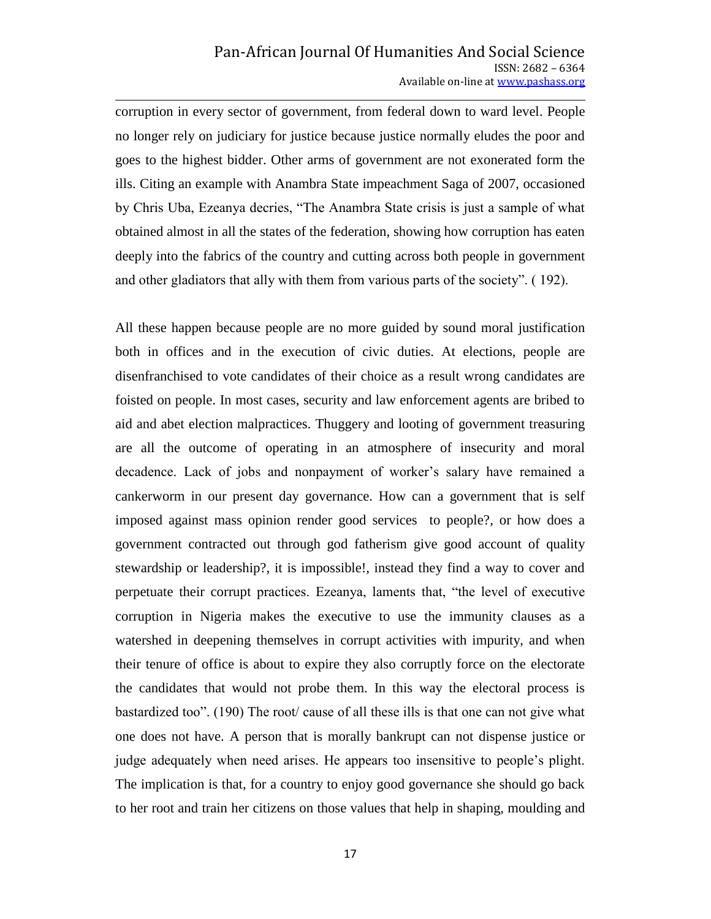corruption in every sector of government, from federal down to ward level. People no longer rely on judiciary for justice because justice normally eludes the poor and goes to the highest bidder. Other arms of government are not exonerated form the ills. Citing an example with Anambra State impeachment Saga of 2007, occasioned by Chris Uba, Ezeanya decries, "The Anambra State crisis is just a sample of what obtained almost in all the states of the federation, showing how corruption has eaten deeply into the fabrics of the country and cutting across both people in government and other gladiators that ally with them from various parts of the society". ( 192).

All these happen because people are no more guided by sound moral justification both in offices and in the execution of civic duties. At elections, people are disenfranchised to vote candidates of their choice as a result wrong candidates are foisted on people. In most cases, security and law enforcement agents are bribed to aid and abet election malpractices. Thuggery and looting of government treasuring are all the outcome of operating in an atmosphere of insecurity and moral decadence. Lack of jobs and nonpayment of worker's salary have remained a cankerworm in our present day governance. How can a government that is self imposed against mass opinion render good services to people?, or how does a government contracted out through god fatherism give good account of quality stewardship or leadership?, it is impossible!, instead they find a way to cover and perpetuate their corrupt practices. Ezeanya, laments that, "the level of executive corruption in Nigeria makes the executive to use the immunity clauses as a watershed in deepening themselves in corrupt activities with impurity, and when their tenure of office is about to expire they also corruptly force on the electorate the candidates that would not probe them. In this way the electoral process is bastardized too". (190) The root/ cause of all these ills is that one can not give what one does not have. A person that is morally bankrupt can not dispense justice or judge adequately when need arises. He appears too insensitive to people's plight. The implication is that, for a country to enjoy good governance she should go back to her root and train her citizens on those values that help in shaping, moulding and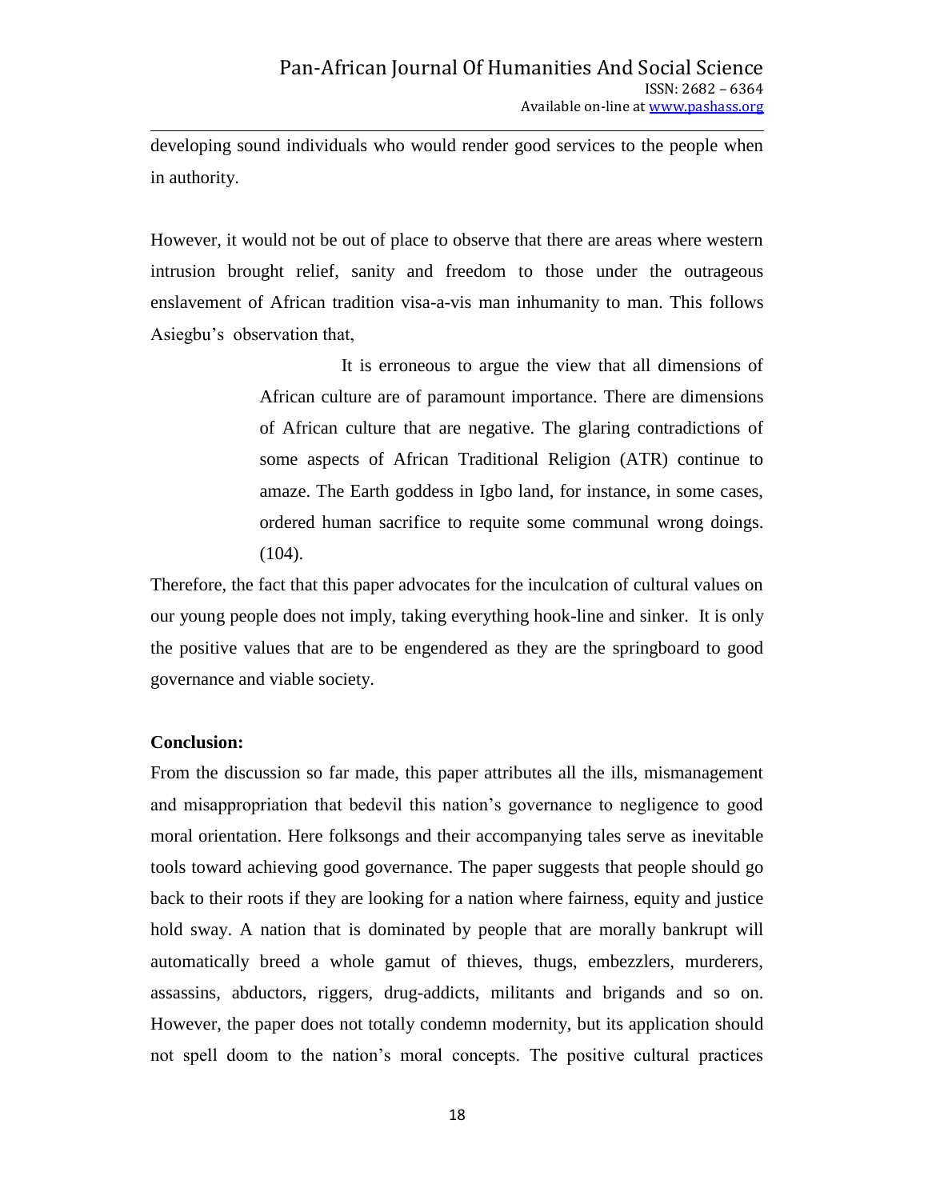developing sound individuals who would render good services to the people when in authority.

However, it would not be out of place to observe that there are areas where western intrusion brought relief, sanity and freedom to those under the outrageous enslavement of African tradition visa-a-vis man inhumanity to man. This follows Asiegbu's observation that,

> It is erroneous to argue the view that all dimensions of African culture are of paramount importance. There are dimensions of African culture that are negative. The glaring contradictions of some aspects of African Traditional Religion (ATR) continue to amaze. The Earth goddess in Igbo land, for instance, in some cases, ordered human sacrifice to requite some communal wrong doings. (104).

Therefore, the fact that this paper advocates for the inculcation of cultural values on our young people does not imply, taking everything hook-line and sinker. It is only the positive values that are to be engendered as they are the springboard to good governance and viable society.

**Conclusion:**

From the discussion so far made, this paper attributes all the ills, mismanagement and misappropriation that bedevil this nation's governance to negligence to good moral orientation. Here folksongs and their accompanying tales serve as inevitable tools toward achieving good governance. The paper suggests that people should go back to their roots if they are looking for a nation where fairness, equity and justice hold sway. A nation that is dominated by people that are morally bankrupt will automatically breed a whole gamut of thieves, thugs, embezzlers, murderers, assassins, abductors, riggers, drug-addicts, militants and brigands and so on. However, the paper does not totally condemn modernity, but its application should not spell doom to the nation's moral concepts. The positive cultural practices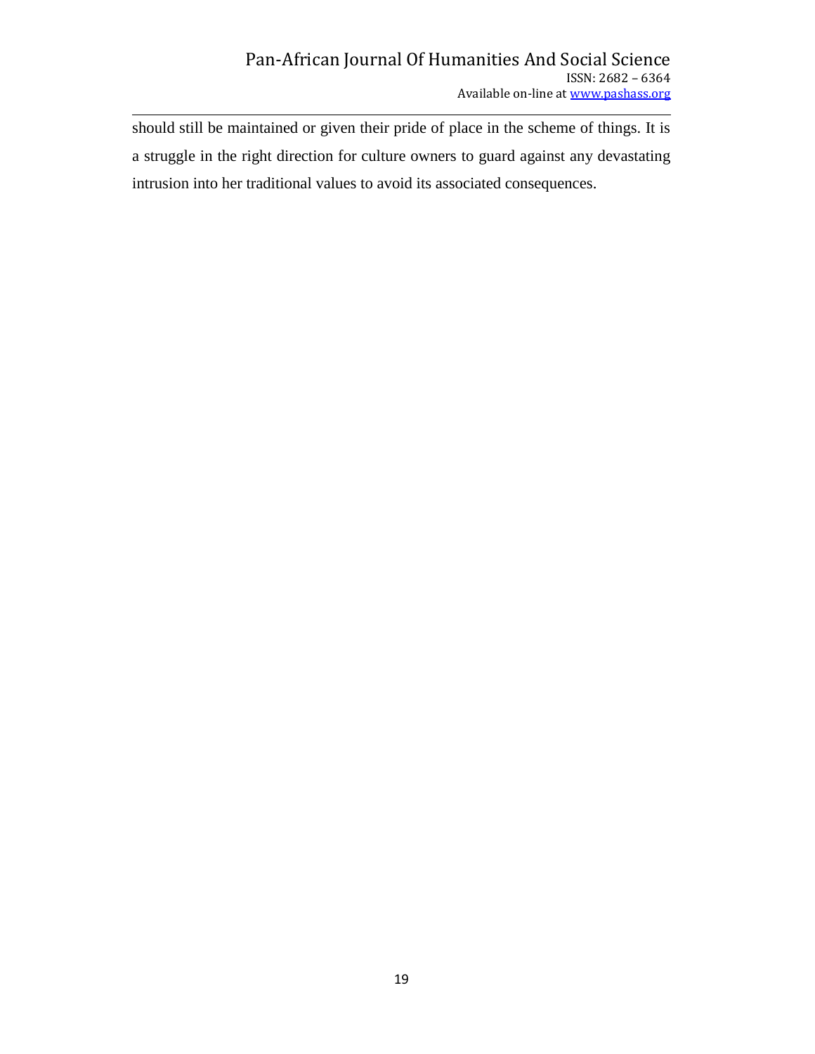should still be maintained or given their pride of place in the scheme of things. It is a struggle in the right direction for culture owners to guard against any devastating intrusion into her traditional values to avoid its associated consequences.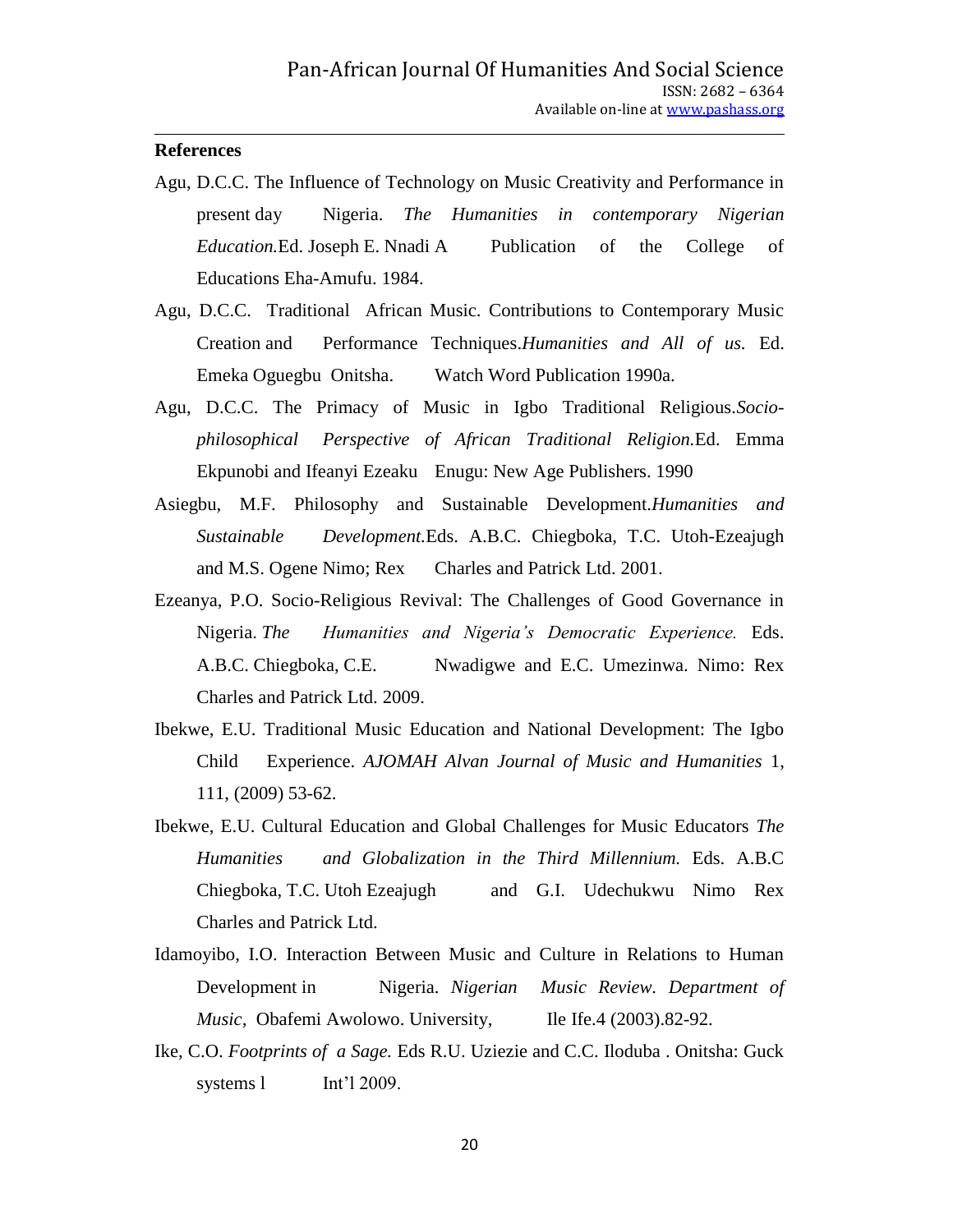**References**

Agu, D.C.C. The Influence of Technology on Music Creativity and Performance in present day Nigeria. *The Humanities in contemporary Nigerian Education.*Ed. Joseph E. Nnadi A Publication of the College of Educations Eha-Amufu. 1984.

Agu, D.C.C. Traditional African Music. Contributions to Contemporary Music Creation and Performance Techniques.*Humanities and All of us.* Ed. Emeka Oguegbu Onitsha. Watch Word Publication 1990a.

Agu, D.C.C. The Primacy of Music in Igbo Traditional Religious.*Socio-philosophical Perspective of African Traditional Religion.*Ed. Emma Ekpunobi and Ifeanyi Ezeaku Enugu: New Age Publishers. 1990

Asiegbu, M.F. Philosophy and Sustainable Development.*Humanities and Sustainable Development.*Eds. A.B.C. Chiegboka, T.C. Utoh-Ezeajugh and M.S. Ogene Nimo; Rex Charles and Patrick Ltd. 2001.

Ezeanya, P.O. Socio-Religious Revival: The Challenges of Good Governance in Nigeria. *The Humanities and Nigeria's Democratic Experience.* Eds. A.B.C. Chiegboka, C.E. Nwadigwe and E.C. Umezinwa. Nimo: Rex Charles and Patrick Ltd. 2009.

Ibekwe, E.U. Traditional Music Education and National Development: The Igbo Child Experience. *AJOMAH Alvan Journal of Music and Humanities* 1, 111, (2009) 53-62.

Ibekwe, E.U. Cultural Education and Global Challenges for Music Educators *The Humanities and Globalization in the Third Millennium.* Eds. A.B.C Chiegboka, T.C. Utoh Ezeajugh and G.I. Udechukwu Nimo Rex Charles and Patrick Ltd.

Idamoyibo, I.O. Interaction Between Music and Culture in Relations to Human Development in Nigeria. *Nigerian Music Review. Department of Music,* Obafemi Awolowo. University, Ile Ife.4 (2003).82-92.

Ike, C.O. *Footprints of a Sage.* Eds R.U. Uziezie and C.C. Iloduba . Onitsha: Guck systems l Int'l 2009.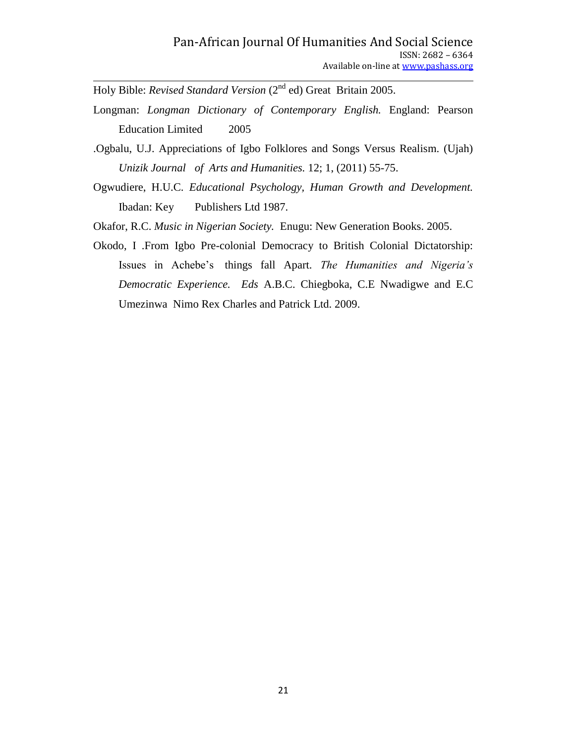Holy Bible: *Revised Standard Version* (2nd ed) Great Britain 2005.

Longman: *Longman Dictionary of Contemporary English.* England: Pearson Education Limited 2005

.Ogbalu, U.J. Appreciations of Igbo Folklores and Songs Versus Realism. (Ujah) *Unizik Journal of Arts and Humanities.* 12; 1, (2011) 55-75.

Ogwudiere, H.U.C. *Educational Psychology, Human Growth and Development.* Ibadan: Key Publishers Ltd 1987.

Okafor, R.C. *Music in Nigerian Society.* Enugu: New Generation Books. 2005.

Okodo, I .From Igbo Pre-colonial Democracy to British Colonial Dictatorship: Issues in Achebe's things fall Apart. *The Humanities and Nigeria's Democratic Experience. Eds* A.B.C. Chiegboka, C.E Nwadigwe and E.C Umezinwa Nimo Rex Charles and Patrick Ltd. 2009.